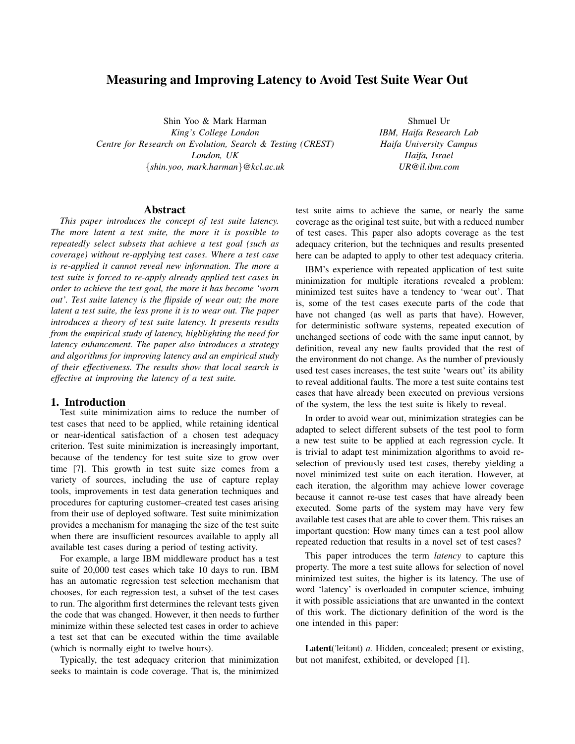# Measuring and Improving Latency to Avoid Test Suite Wear Out

Shin Yoo & Mark Harman
*King's College London*
*Centre for Research on Evolution, Search & Testing (CREST)*
*London, UK*
{*shin.yoo, mark.harman*}*@kcl.ac.uk*

Shmuel Ur
*IBM, Haifa Research Lab*
*Haifa University Campus*
*Haifa, Israel*
*UR@il.ibm.com*

## Abstract

*This paper introduces the concept of test suite latency. The more latent a test suite, the more it is possible to repeatedly select subsets that achieve a test goal (such as coverage) without re-applying test cases. Where a test case is re-applied it cannot reveal new information. The more a test suite is forced to re-apply already applied test cases in order to achieve the test goal, the more it has become 'worn out'. Test suite latency is the flipside of wear out; the more latent a test suite, the less prone it is to wear out. The paper introduces a theory of test suite latency. It presents results from the empirical study of latency, highlighting the need for latency enhancement. The paper also introduces a strategy and algorithms for improving latency and an empirical study of their effectiveness. The results show that local search is effective at improving the latency of a test suite.*

## 1. Introduction

Test suite minimization aims to reduce the number of test cases that need to be applied, while retaining identical or near-identical satisfaction of a chosen test adequacy criterion. Test suite minimization is increasingly important, because of the tendency for test suite size to grow over time [7]. This growth in test suite size comes from a variety of sources, including the use of capture replay tools, improvements in test data generation techniques and procedures for capturing customer–created test cases arising from their use of deployed software. Test suite minimization provides a mechanism for managing the size of the test suite when there are insufficient resources available to apply all available test cases during a period of testing activity.

For example, a large IBM middleware product has a test suite of 20,000 test cases which take 10 days to run. IBM has an automatic regression test selection mechanism that chooses, for each regression test, a subset of the test cases to run. The algorithm first determines the relevant tests given the code that was changed. However, it then needs to further minimize within these selected test cases in order to achieve a test set that can be executed within the time available (which is normally eight to twelve hours).

Typically, the test adequacy criterion that minimization seeks to maintain is code coverage. That is, the minimized test suite aims to achieve the same, or nearly the same coverage as the original test suite, but with a reduced number of test cases. This paper also adopts coverage as the test adequacy criterion, but the techniques and results presented here can be adapted to apply to other test adequacy criteria.

IBM's experience with repeated application of test suite minimization for multiple iterations revealed a problem: minimized test suites have a tendency to 'wear out'. That is, some of the test cases execute parts of the code that have not changed (as well as parts that have). However, for deterministic software systems, repeated execution of unchanged sections of code with the same input cannot, by definition, reveal any new faults provided that the rest of the environment do not change. As the number of previously used test cases increases, the test suite 'wears out' its ability to reveal additional faults. The more a test suite contains test cases that have already been executed on previous versions of the system, the less the test suite is likely to reveal.

In order to avoid wear out, minimization strategies can be adapted to select different subsets of the test pool to form a new test suite to be applied at each regression cycle. It is trivial to adapt test minimization algorithms to avoid re-selection of previously used test cases, thereby yielding a novel minimized test suite on each iteration. However, at each iteration, the algorithm may achieve lower coverage because it cannot re-use test cases that have already been executed. Some parts of the system may have very few available test cases that are able to cover them. This raises an important question: How many times can a test pool allow repeated reduction that results in a novel set of test cases?

This paper introduces the term *latency* to capture this property. The more a test suite allows for selection of novel minimized test suites, the higher is its latency. The use of word 'latency' is overloaded in computer science, imbuing it with possible assiciations that are unwanted in the context of this work. The dictionary definition of the word is the one intended in this paper:

**Latent**(ˈleitənt) *a.* Hidden, concealed; present or existing, but not manifest, exhibited, or developed [1].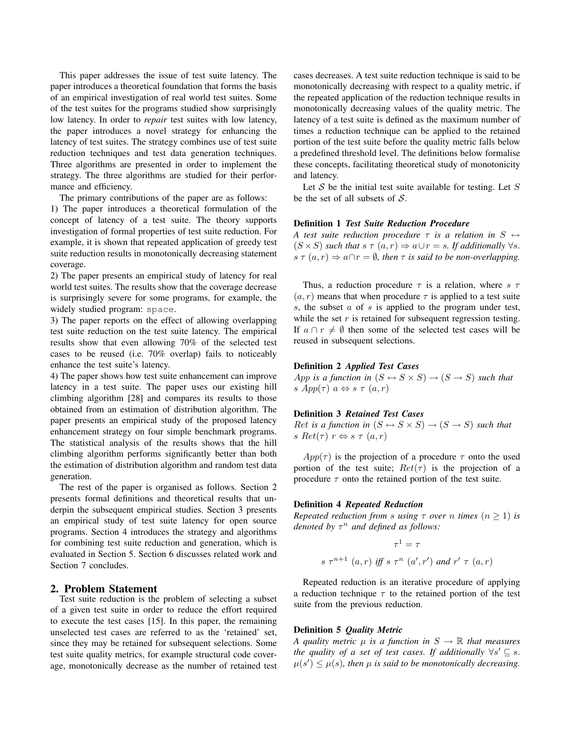This paper addresses the issue of test suite latency. The paper introduces a theoretical foundation that forms the basis of an empirical investigation of real world test suites. Some of the test suites for the programs studied show surprisingly low latency. In order to *repair* test suites with low latency, the paper introduces a novel strategy for enhancing the latency of test suites. The strategy combines use of test suite reduction techniques and test data generation techniques. Three algorithms are presented in order to implement the strategy. The three algorithms are studied for their performance and efficiency.

The primary contributions of the paper are as follows:

1) The paper introduces a theoretical formulation of the concept of latency of a test suite. The theory supports investigation of formal properties of test suite reduction. For example, it is shown that repeated application of greedy test suite reduction results in monotonically decreasing statement coverage.

2) The paper presents an empirical study of latency for real world test suites. The results show that the coverage decrease is surprisingly severe for some programs, for example, the widely studied program: `space`.

3) The paper reports on the effect of allowing overlapping test suite reduction on the test suite latency. The empirical results show that even allowing 70% of the selected test cases to be reused (i.e. 70% overlap) fails to noticeably enhance the test suite's latency.

4) The paper shows how test suite enhancement can improve latency in a test suite. The paper uses our existing hill climbing algorithm [28] and compares its results to those obtained from an estimation of distribution algorithm. The paper presents an empirical study of the proposed latency enhancement strategy on four simple benchmark programs. The statistical analysis of the results shows that the hill climbing algorithm performs significantly better than both the estimation of distribution algorithm and random test data generation.

The rest of the paper is organised as follows. Section 2 presents formal definitions and theoretical results that underpin the subsequent empirical studies. Section 3 presents an empirical study of test suite latency for open source programs. Section 4 introduces the strategy and algorithms for combining test suite reduction and generation, which is evaluated in Section 5. Section 6 discusses related work and Section 7 concludes.

## 2. Problem Statement

Test suite reduction is the problem of selecting a subset of a given test suite in order to reduce the effort required to execute the test cases [15]. In this paper, the remaining unselected test cases are referred to as the 'retained' set, since they may be retained for subsequent selections. Some test suite quality metrics, for example structural code coverage, monotonically decrease as the number of retained test cases decreases. A test suite reduction technique is said to be monotonically decreasing with respect to a quality metric, if the repeated application of the reduction technique results in monotonically decreasing values of the quality metric. The latency of a test suite is defined as the maximum number of times a reduction technique can be applied to the retained portion of the test suite before the quality metric falls below a predefined threshold level. The definitions below formalise these concepts, facilitating theoretical study of monotonicity and latency.

Let $\mathcal{S}$ be the initial test suite available for testing. Let $S$ be the set of all subsets of $\mathcal{S}$.

**Definition 1** ***Test Suite Reduction Procedure***
*A test suite reduction procedure $\tau$ is a relation in $S \leftrightarrow (S \times S)$ such that $s\ \tau\ (a, r) \Rightarrow a \cup r = s$. If additionally $\forall s.\ s\ \tau\ (a, r) \Rightarrow a \cap r = \emptyset$, then $\tau$ is said to be non-overlapping.*

Thus, a reduction procedure $\tau$ is a relation, where $s\ \tau\ (a, r)$ means that when procedure $\tau$ is applied to a test suite $s$, the subset $a$ of $s$ is applied to the program under test, while the set $r$ is retained for subsequent regression testing. If $a \cap r \neq \emptyset$ then some of the selected test cases will be reused in subsequent selections.

**Definition 2** ***Applied Test Cases***
*$App$ is a function in $(S \leftrightarrow S \times S) \rightarrow (S \rightarrow S)$ such that $s\ App(\tau)\ a \Leftrightarrow s\ \tau\ (a, r)$*

**Definition 3** ***Retained Test Cases***
*$Ret$ is a function in $(S \leftrightarrow S \times S) \rightarrow (S \rightarrow S)$ such that $s\ Ret(\tau)\ r \Leftrightarrow s\ \tau\ (a, r)$*

$App(\tau)$ is the projection of a procedure $\tau$ onto the used portion of the test suite; $Ret(\tau)$ is the projection of a procedure $\tau$ onto the retained portion of the test suite.

**Definition 4** ***Repeated Reduction***
*Repeated reduction from $s$ using $\tau$ over $n$ times $(n \geq 1)$ is denoted by $\tau^n$ and defined as follows:*

$$\tau^1 = \tau$$

$$s\ \tau^{n+1}\ (a, r) \text{ iff } s\ \tau^n\ (a', r') \text{ and } r'\ \tau\ (a, r)$$

Repeated reduction is an iterative procedure of applying a reduction technique $\tau$ to the retained portion of the test suite from the previous reduction.

**Definition 5** ***Quality Metric***
*A quality metric $\mu$ is a function in $S \rightarrow \mathbb{R}$ that measures the quality of a set of test cases. If additionally $\forall s' \subseteq s.\ \mu(s') \leq \mu(s)$, then $\mu$ is said to be monotonically decreasing.*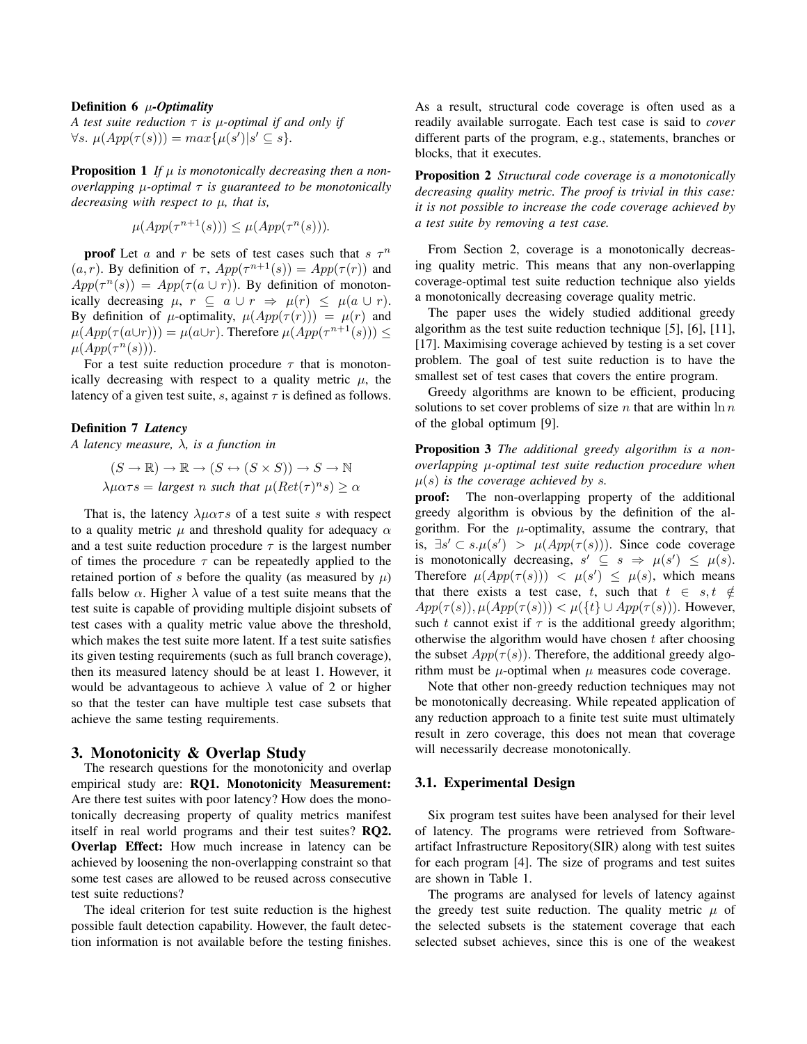**Definition 6** ***μ-Optimality***
*A test suite reduction $\tau$ is $\mu$-optimal if and only if* $\forall s.\ \mu(App(\tau(s))) = max\{\mu(s')|s' \subseteq s\}$.

**Proposition 1** *If $\mu$ is monotonically decreasing then a non-overlapping $\mu$-optimal $\tau$ is guaranteed to be monotonically decreasing with respect to $\mu$, that is,*

$$\mu(App(\tau^{n+1}(s))) \leq \mu(App(\tau^{n}(s))).$$

**proof** Let $a$ and $r$ be sets of test cases such that $s\ \tau^n\ (a, r)$. By definition of $\tau$, $App(\tau^{n+1}(s)) = App(\tau(r))$ and $App(\tau^n(s)) = App(\tau(a \cup r))$. By definition of monotonically decreasing $\mu$, $r \subseteq a \cup r \Rightarrow \mu(r) \leq \mu(a \cup r)$. By definition of $\mu$-optimality, $\mu(App(\tau(r))) = \mu(r)$ and $\mu(App(\tau(a \cup r))) = \mu(a \cup r)$. Therefore $\mu(App(\tau^{n+1}(s))) \leq \mu(App(\tau^n(s)))$.

For a test suite reduction procedure $\tau$ that is monotonically decreasing with respect to a quality metric $\mu$, the latency of a given test suite, $s$, against $\tau$ is defined as follows.

**Definition 7** ***Latency***
*A latency measure, $\lambda$, is a function in*

$$(S \rightarrow \mathbb{R}) \rightarrow \mathbb{R} \rightarrow (S \leftrightarrow (S \times S)) \rightarrow S \rightarrow \mathbb{N}$$
$$\lambda\mu\alpha\tau s = \textit{largest } n \textit{ such that } \mu(Ret(\tau)^n s) \geq \alpha$$

That is, the latency $\lambda\mu\alpha\tau s$ of a test suite $s$ with respect to a quality metric $\mu$ and threshold quality for adequacy $\alpha$ and a test suite reduction procedure $\tau$ is the largest number of times the procedure $\tau$ can be repeatedly applied to the retained portion of $s$ before the quality (as measured by $\mu$) falls below $\alpha$. Higher $\lambda$ value of a test suite means that the test suite is capable of providing multiple disjoint subsets of test cases with a quality metric value above the threshold, which makes the test suite more latent. If a test suite satisfies its given testing requirements (such as full branch coverage), then its measured latency should be at least 1. However, it would be advantageous to achieve $\lambda$ value of 2 or higher so that the tester can have multiple test case subsets that achieve the same testing requirements.

## 3. Monotonicity & Overlap Study

The research questions for the monotonicity and overlap empirical study are: **RQ1. Monotonicity Measurement:** Are there test suites with poor latency? How does the monotonically decreasing property of quality metrics manifest itself in real world programs and their test suites? **RQ2. Overlap Effect:** How much increase in latency can be achieved by loosening the non-overlapping constraint so that some test cases are allowed to be reused across consecutive test suite reductions?

The ideal criterion for test suite reduction is the highest possible fault detection capability. However, the fault detection information is not available before the testing finishes. As a result, structural code coverage is often used as a readily available surrogate. Each test case is said to *cover* different parts of the program, e.g., statements, branches or blocks, that it executes.

**Proposition 2** *Structural code coverage is a monotonically decreasing quality metric. The proof is trivial in this case: it is not possible to increase the code coverage achieved by a test suite by removing a test case.*

From Section 2, coverage is a monotonically decreasing quality metric. This means that any non-overlapping coverage-optimal test suite reduction technique also yields a monotonically decreasing coverage quality metric.

The paper uses the widely studied additional greedy algorithm as the test suite reduction technique [5], [6], [11], [17]. Maximising coverage achieved by testing is a set cover problem. The goal of test suite reduction is to have the smallest set of test cases that covers the entire program.

Greedy algorithms are known to be efficient, producing solutions to set cover problems of size $n$ that are within $\ln n$ of the global optimum [9].

**Proposition 3** *The additional greedy algorithm is a non-overlapping $\mu$-optimal test suite reduction procedure when $\mu(s)$ is the coverage achieved by $s$.*

**proof:** The non-overlapping property of the additional greedy algorithm is obvious by the definition of the algorithm. For the $\mu$-optimality, assume the contrary, that is, $\exists s' \subset s.\mu(s') > \mu(App(\tau(s)))$. Since code coverage is monotonically decreasing, $s' \subseteq s \Rightarrow \mu(s') \leq \mu(s)$. Therefore $\mu(App(\tau(s))) < \mu(s') \leq \mu(s)$, which means that there exists a test case, $t$, such that $t \in s, t \notin App(\tau(s)), \mu(App(\tau(s))) < \mu(\{t\} \cup App(\tau(s)))$. However, such $t$ cannot exist if $\tau$ is the additional greedy algorithm; otherwise the algorithm would have chosen $t$ after choosing the subset $App(\tau(s))$. Therefore, the additional greedy algorithm must be $\mu$-optimal when $\mu$ measures code coverage.

Note that other non-greedy reduction techniques may not be monotonically decreasing. While repeated application of any reduction approach to a finite test suite must ultimately result in zero coverage, this does not mean that coverage will necessarily decrease monotonically.

### 3.1. Experimental Design

Six program test suites have been analysed for their level of latency. The programs were retrieved from Software-artifact Infrastructure Repository(SIR) along with test suites for each program [4]. The size of programs and test suites are shown in Table 1.

The programs are analysed for levels of latency against the greedy test suite reduction. The quality metric $\mu$ of the selected subsets is the statement coverage that each selected subset achieves, since this is one of the weakest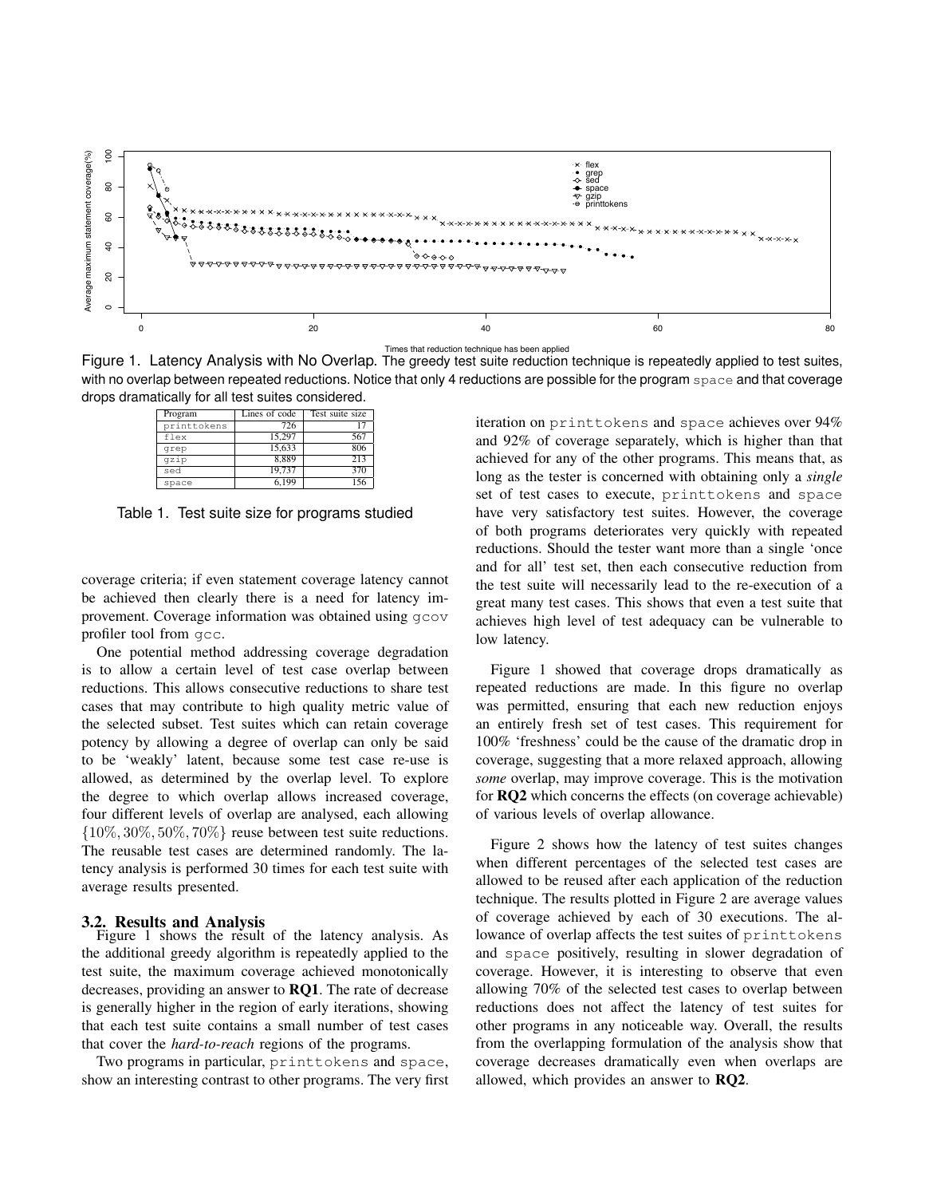Figure 1. Latency Analysis with No Overlap. The greedy test suite reduction technique is repeatedly applied to test suites, with no overlap between repeated reductions. Notice that only 4 reductions are possible for the program `space` and that coverage drops dramatically for all test suites considered.

| Program | Lines of code | Test suite size |
|---|---|---|
| printtokens | 726 | 17 |
| flex | 15,297 | 567 |
| grep | 15,633 | 806 |
| gzip | 8,889 | 213 |
| sed | 19,737 | 370 |
| space | 6,199 | 156 |

Table 1. Test suite size for programs studied

coverage criteria; if even statement coverage latency cannot be achieved then clearly there is a need for latency improvement. Coverage information was obtained using `gcov` profiler tool from `gcc`.

One potential method addressing coverage degradation is to allow a certain level of test case overlap between reductions. This allows consecutive reductions to share test cases that may contribute to high quality metric value of the selected subset. Test suites which can retain coverage potency by allowing a degree of overlap can only be said to be 'weakly' latent, because some test case re-use is allowed, as determined by the overlap level. To explore the degree to which overlap allows increased coverage, four different levels of overlap are analysed, each allowing $\{10\%, 30\%, 50\%, 70\%\}$ reuse between test suite reductions. The reusable test cases are determined randomly. The latency analysis is performed 30 times for each test suite with average results presented.

### 3.2. Results and Analysis

Figure 1 shows the result of the latency analysis. As the additional greedy algorithm is repeatedly applied to the test suite, the maximum coverage achieved monotonically decreases, providing an answer to **RQ1**. The rate of decrease is generally higher in the region of early iterations, showing that each test suite contains a small number of test cases that cover the *hard-to-reach* regions of the programs.

Two programs in particular, `printtokens` and `space`, show an interesting contrast to other programs. The very first iteration on `printtokens` and `space` achieves over 94% and 92% of coverage separately, which is higher than that achieved for any of the other programs. This means that, as long as the tester is concerned with obtaining only a *single* set of test cases to execute, `printtokens` and `space` have very satisfactory test suites. However, the coverage of both programs deteriorates very quickly with repeated reductions. Should the tester want more than a single 'once and for all' test set, then each consecutive reduction from the test suite will necessarily lead to the re-execution of a great many test cases. This shows that even a test suite that achieves high level of test adequacy can be vulnerable to low latency.

Figure 1 showed that coverage drops dramatically as repeated reductions are made. In this figure no overlap was permitted, ensuring that each new reduction enjoys an entirely fresh set of test cases. This requirement for 100% 'freshness' could be the cause of the dramatic drop in coverage, suggesting that a more relaxed approach, allowing *some* overlap, may improve coverage. This is the motivation for **RQ2** which concerns the effects (on coverage achievable) of various levels of overlap allowance.

Figure 2 shows how the latency of test suites changes when different percentages of the selected test cases are allowed to be reused after each application of the reduction technique. The results plotted in Figure 2 are average values of coverage achieved by each of 30 executions. The allowance of overlap affects the test suites of `printtokens` and `space` positively, resulting in slower degradation of coverage. However, it is interesting to observe that even allowing 70% of the selected test cases to overlap between reductions does not affect the latency of test suites for other programs in any noticeable way. Overall, the results from the overlapping formulation of the analysis show that coverage decreases dramatically even when overlaps are allowed, which provides an answer to **RQ2**.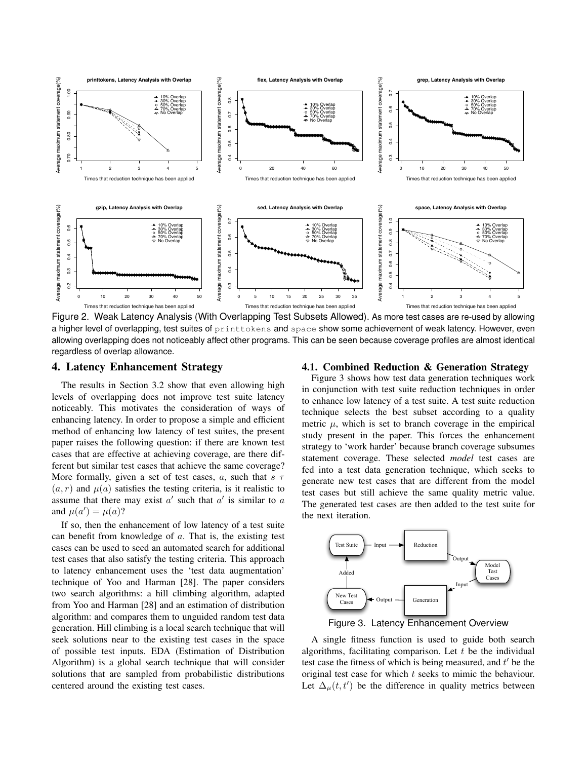Figure 2. Weak Latency Analysis (With Overlapping Test Subsets Allowed). As more test cases are re-used by allowing a higher level of overlapping, test suites of `printtokens` and `space` show some achievement of weak latency. However, even allowing overlapping does not noticeably affect other programs. This can be seen because coverage profiles are almost identical regardless of overlap allowance.

## 4. Latency Enhancement Strategy

The results in Section 3.2 show that even allowing high levels of overlapping does not improve test suite latency noticeably. This motivates the consideration of ways of enhancing latency. In order to propose a simple and efficient method of enhancing low latency of test suites, the present paper raises the following question: if there are known test cases that are effective at achieving coverage, are there different but similar test cases that achieve the same coverage? More formally, given a set of test cases, $a$, such that $s\ \tau\ (a, r)$ and $\mu(a)$ satisfies the testing criteria, is it realistic to assume that there may exist $a'$ such that $a'$ is similar to $a$ and $\mu(a') = \mu(a)$?

If so, then the enhancement of low latency of a test suite can benefit from knowledge of $a$. That is, the existing test cases can be used to seed an automated search for additional test cases that also satisfy the testing criteria. This approach to latency enhancement uses the 'test data augmentation' technique of Yoo and Harman [28]. The paper considers two search algorithms: a hill climbing algorithm, adapted from Yoo and Harman [28] and an estimation of distribution algorithm: and compares them to unguided random test data generation. Hill climbing is a local search technique that will seek solutions near to the existing test cases in the space of possible test inputs. EDA (Estimation of Distribution Algorithm) is a global search technique that will consider solutions that are sampled from probabilistic distributions centered around the existing test cases.

### 4.1. Combined Reduction & Generation Strategy

Figure 3 shows how test data generation techniques work in conjunction with test suite reduction techniques in order to enhance low latency of a test suite. A test suite reduction technique selects the best subset according to a quality metric $\mu$, which is set to branch coverage in the empirical study present in the paper. This forces the enhancement strategy to 'work harder' because branch coverage subsumes statement coverage. These selected *model* test cases are fed into a test data generation technique, which seeks to generate new test cases that are different from the model test cases but still achieve the same quality metric value. The generated test cases are then added to the test suite for the next iteration.

Figure 3. Latency Enhancement Overview

A single fitness function is used to guide both search algorithms, facilitating comparison. Let $t$ be the individual test case the fitness of which is being measured, and $t'$ be the original test case for which $t$ seeks to mimic the behaviour. Let $\Delta_{\mu}(t, t')$ be the difference in quality metrics between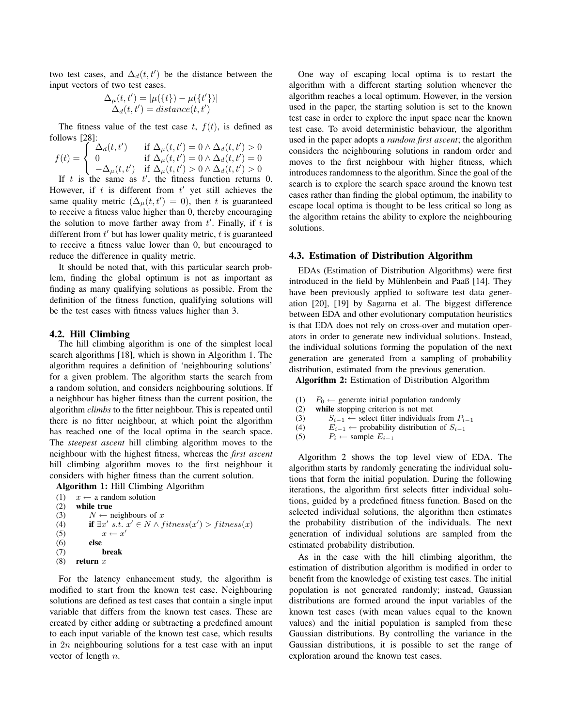two test cases, and $\Delta_d(t,t')$ be the distance between the input vectors of two test cases.

$$\Delta_\mu(t,t') = |\mu(\{t\}) - \mu(\{t'\})|$$
$$\Delta_d(t,t') = distance(t,t')$$

The fitness value of the test case $t$, $f(t)$, is defined as follows [28]:

$$f(t) = \begin{cases} \Delta_d(t,t') & \text{if } \Delta_\mu(t,t') = 0 \wedge \Delta_d(t,t') > 0 \\ 0 & \text{if } \Delta_\mu(t,t') = 0 \wedge \Delta_d(t,t') = 0 \\ -\Delta_\mu(t,t') & \text{if } \Delta_\mu(t,t') > 0 \wedge \Delta_d(t,t') > 0 \end{cases}$$

If $t$ is the same as $t'$, the fitness function returns 0. However, if $t$ is different from $t'$ yet still achieves the same quality metric ($\Delta_\mu(t,t') = 0$), then $t$ is guaranteed to receive a fitness value higher than 0, thereby encouraging the solution to move farther away from $t'$. Finally, if $t$ is different from $t'$ but has lower quality metric, $t$ is guaranteed to receive a fitness value lower than 0, but encouraged to reduce the difference in quality metric.

It should be noted that, with this particular search problem, finding the global optimum is not as important as finding as many qualifying solutions as possible. From the definition of the fitness function, qualifying solutions will be the test cases with fitness values higher than 3.

### 4.2. Hill Climbing

The hill climbing algorithm is one of the simplest local search algorithms [18], which is shown in Algorithm 1. The algorithm requires a definition of 'neighbouring solutions' for a given problem. The algorithm starts the search from a random solution, and considers neighbouring solutions. If a neighbour has higher fitness than the current position, the algorithm *climbs* to the fitter neighbour. This is repeated until there is no fitter neighbour, at which point the algorithm has reached one of the local optima in the search space. The *steepest ascent* hill climbing algorithm moves to the neighbour with the highest fitness, whereas the *first ascent* hill climbing algorithm moves to the first neighbour it considers with higher fitness than the current solution.

**Algorithm 1:** Hill Climbing Algorithm

```
(1)  x ← a random solution
(2)  while true
(3)      N ← neighbours of x
(4)      if ∃x' s.t. x' ∈ N ∧ fitness(x') > fitness(x)
(5)          x ← x'
(6)      else
(7)          break
(8)  return x
```

For the latency enhancement study, the algorithm is modified to start from the known test case. Neighbouring solutions are defined as test cases that contain a single input variable that differs from the known test cases. These are created by either adding or subtracting a predefined amount to each input variable of the known test case, which results in $2n$ neighbouring solutions for a test case with an input vector of length $n$.

One way of escaping local optima is to restart the algorithm with a different starting solution whenever the algorithm reaches a local optimum. However, in the version used in the paper, the starting solution is set to the known test case in order to explore the input space near the known test case. To avoid deterministic behaviour, the algorithm used in the paper adopts a *random first ascent*; the algorithm considers the neighbouring solutions in random order and moves to the first neighbour with higher fitness, which introduces randomness to the algorithm. Since the goal of the search is to explore the search space around the known test cases rather than finding the global optimum, the inability to escape local optima is thought to be less critical so long as the algorithm retains the ability to explore the neighbouring solutions.

### 4.3. Estimation of Distribution Algorithm

EDAs (Estimation of Distribution Algorithms) were first introduced in the field by Mühlenbein and Paaß [14]. They have been previously applied to software test data generation [20], [19] by Sagarna et al. The biggest difference between EDA and other evolutionary computation heuristics is that EDA does not rely on cross-over and mutation operators in order to generate new individual solutions. Instead, the individual solutions forming the population of the next generation are generated from a sampling of probability distribution, estimated from the previous generation.

**Algorithm 2:** Estimation of Distribution Algorithm

```
(1)  P_0 ← generate initial population randomly
(2)  while stopping criterion is not met
(3)      S_{i-1} ← select fitter individuals from P_{i-1}
(4)      E_{i-1} ← probability distribution of S_{i-1}
(5)      P_i ← sample E_{i-1}
```

Algorithm 2 shows the top level view of EDA. The algorithm starts by randomly generating the individual solutions that form the initial population. During the following iterations, the algorithm first selects fitter individual solutions, guided by a predefined fitness function. Based on the selected individual solutions, the algorithm then estimates the probability distribution of the individuals. The next generation of individual solutions are sampled from the estimated probability distribution.

As in the case with the hill climbing algorithm, the estimation of distribution algorithm is modified in order to benefit from the knowledge of existing test cases. The initial population is not generated randomly; instead, Gaussian distributions are formed around the input variables of the known test cases (with mean values equal to the known values) and the initial population is sampled from these Gaussian distributions. By controlling the variance in the Gaussian distributions, it is possible to set the range of exploration around the known test cases.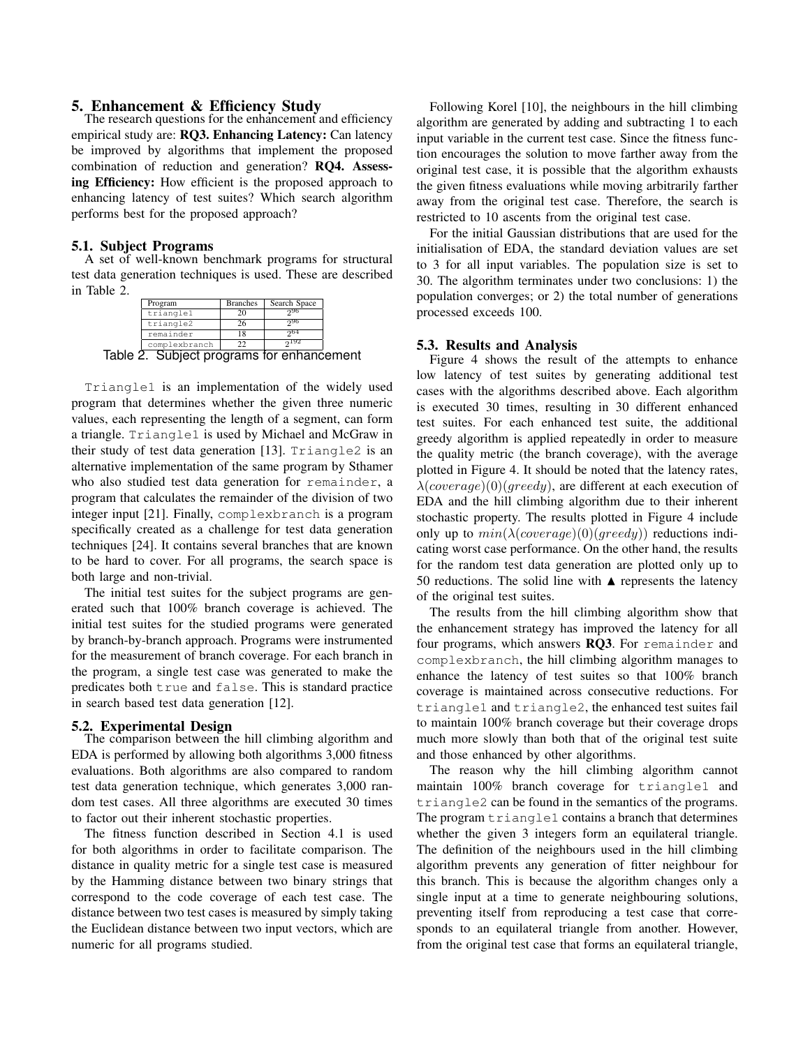## 5. Enhancement & Efficiency Study

The research questions for the enhancement and efficiency empirical study are: **RQ3. Enhancing Latency:** Can latency be improved by algorithms that implement the proposed combination of reduction and generation? **RQ4. Assessing Efficiency:** How efficient is the proposed approach to enhancing latency of test suites? Which search algorithm performs best for the proposed approach?

### 5.1. Subject Programs

A set of well-known benchmark programs for structural test data generation techniques is used. These are described in Table 2.

| Program | Branches | Search Space |
|---|---|---|
| triangle1 | 20 | $2^{96}$ |
| triangle2 | 26 | $2^{96}$ |
| remainder | 18 | $2^{64}$ |
| complexbranch | 22 | $2^{192}$ |

Table 2. Subject programs for enhancement

`Triangle1` is an implementation of the widely used program that determines whether the given three numeric values, each representing the length of a segment, can form a triangle. `Triangle1` is used by Michael and McGraw in their study of test data generation [13]. `Triangle2` is an alternative implementation of the same program by Sthamer who also studied test data generation for `remainder`, a program that calculates the remainder of the division of two integer input [21]. Finally, `complexbranch` is a program specifically created as a challenge for test data generation techniques [24]. It contains several branches that are known to be hard to cover. For all programs, the search space is both large and non-trivial.

The initial test suites for the subject programs are generated such that 100% branch coverage is achieved. The initial test suites for the studied programs were generated by branch-by-branch approach. Programs were instrumented for the measurement of branch coverage. For each branch in the program, a single test case was generated to make the predicates both `true` and `false`. This is standard practice in search based test data generation [12].

### 5.2. Experimental Design

The comparison between the hill climbing algorithm and EDA is performed by allowing both algorithms 3,000 fitness evaluations. Both algorithms are also compared to random test data generation technique, which generates 3,000 random test cases. All three algorithms are executed 30 times to factor out their inherent stochastic properties.

The fitness function described in Section 4.1 is used for both algorithms in order to facilitate comparison. The distance in quality metric for a single test case is measured by the Hamming distance between two binary strings that correspond to the code coverage of each test case. The distance between two test cases is measured by simply taking the Euclidean distance between two input vectors, which are numeric for all programs studied.

Following Korel [10], the neighbours in the hill climbing algorithm are generated by adding and subtracting 1 to each input variable in the current test case. Since the fitness function encourages the solution to move farther away from the original test case, it is possible that the algorithm exhausts the given fitness evaluations while moving arbitrarily farther away from the original test case. Therefore, the search is restricted to 10 ascents from the original test case.

For the initial Gaussian distributions that are used for the initialisation of EDA, the standard deviation values are set to 3 for all input variables. The population size is set to 30. The algorithm terminates under two conclusions: 1) the population converges; or 2) the total number of generations processed exceeds 100.

### 5.3. Results and Analysis

Figure 4 shows the result of the attempts to enhance low latency of test suites by generating additional test cases with the algorithms described above. Each algorithm is executed 30 times, resulting in 30 different enhanced test suites. For each enhanced test suite, the additional greedy algorithm is applied repeatedly in order to measure the quality metric (the branch coverage), with the average plotted in Figure 4. It should be noted that the latency rates, $\lambda(coverage)(0)(greedy)$, are different at each execution of EDA and the hill climbing algorithm due to their inherent stochastic property. The results plotted in Figure 4 include only up to $min(\lambda(coverage)(0)(greedy))$ reductions indicating worst case performance. On the other hand, the results for the random test data generation are plotted only up to 50 reductions. The solid line with ▲ represents the latency of the original test suites.

The results from the hill climbing algorithm show that the enhancement strategy has improved the latency for all four programs, which answers **RQ3**. For `remainder` and `complexbranch`, the hill climbing algorithm manages to enhance the latency of test suites so that 100% branch coverage is maintained across consecutive reductions. For `triangle1` and `triangle2`, the enhanced test suites fail to maintain 100% branch coverage but their coverage drops much more slowly than both that of the original test suite and those enhanced by other algorithms.

The reason why the hill climbing algorithm cannot maintain 100% branch coverage for `triangle1` and `triangle2` can be found in the semantics of the programs. The program `triangle1` contains a branch that determines whether the given 3 integers form an equilateral triangle. The definition of the neighbours used in the hill climbing algorithm prevents any generation of fitter neighbour for this branch. This is because the algorithm changes only a single input at a time to generate neighbouring solutions, preventing itself from reproducing a test case that corresponds to an equilateral triangle from another. However, from the original test case that forms an equilateral triangle,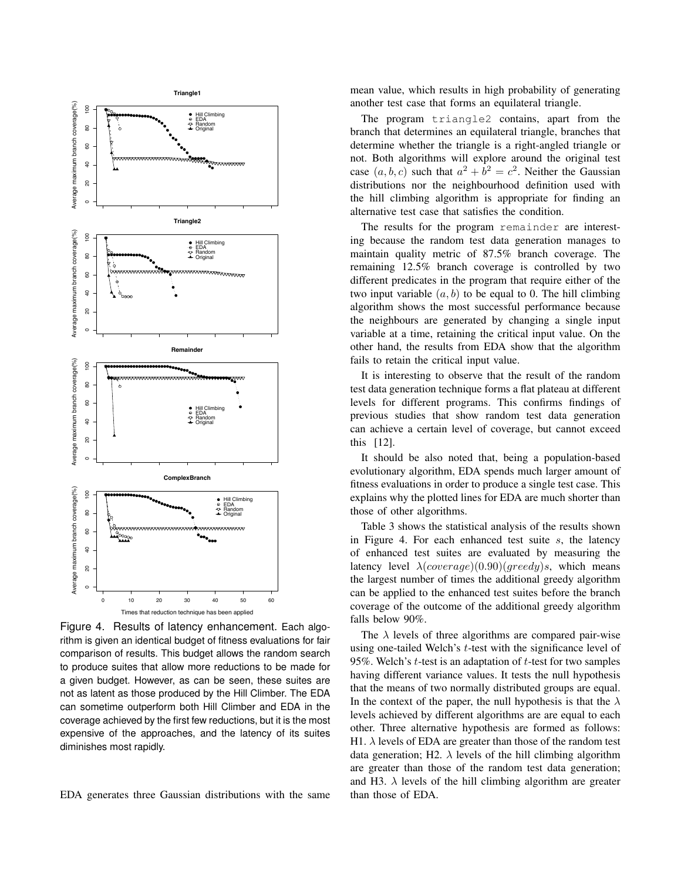Figure 4. Results of latency enhancement. Each algorithm is given an identical budget of fitness evaluations for fair comparison of results. This budget allows the random search to produce suites that allow more reductions to be made for a given budget. However, as can be seen, these suites are not as latent as those produced by the Hill Climber. The EDA can sometime outperform both Hill Climber and EDA in the coverage achieved by the first few reductions, but it is the most expensive of the approaches, and the latency of its suites diminishes most rapidly.

EDA generates three Gaussian distributions with the same mean value, which results in high probability of generating another test case that forms an equilateral triangle.

The program `triangle2` contains, apart from the branch that determines an equilateral triangle, branches that determine whether the triangle is a right-angled triangle or not. Both algorithms will explore around the original test case $(a, b, c)$ such that $a^2 + b^2 = c^2$. Neither the Gaussian distributions nor the neighbourhood definition used with the hill climbing algorithm is appropriate for finding an alternative test case that satisfies the condition.

The results for the program `remainder` are interesting because the random test data generation manages to maintain quality metric of 87.5% branch coverage. The remaining 12.5% branch coverage is controlled by two different predicates in the program that require either of the two input variable $(a, b)$ to be equal to 0. The hill climbing algorithm shows the most successful performance because the neighbours are generated by changing a single input variable at a time, retaining the critical input value. On the other hand, the results from EDA show that the algorithm fails to retain the critical input value.

It is interesting to observe that the result of the random test data generation technique forms a flat plateau at different levels for different programs. This confirms findings of previous studies that show random test data generation can achieve a certain level of coverage, but cannot exceed this [12].

It should be also noted that, being a population-based evolutionary algorithm, EDA spends much larger amount of fitness evaluations in order to produce a single test case. This explains why the plotted lines for EDA are much shorter than those of other algorithms.

Table 3 shows the statistical analysis of the results shown in Figure 4. For each enhanced test suite $s$, the latency of enhanced test suites are evaluated by measuring the latency level $\lambda(coverage)(0.90)(greedy)s$, which means the largest number of times the additional greedy algorithm can be applied to the enhanced test suites before the branch coverage of the outcome of the additional greedy algorithm falls below 90%.

The $\lambda$ levels of three algorithms are compared pair-wise using one-tailed Welch's $t$-test with the significance level of 95%. Welch's $t$-test is an adaptation of $t$-test for two samples having different variance values. It tests the null hypothesis that the means of two normally distributed groups are equal. In the context of the paper, the null hypothesis is that the $\lambda$ levels achieved by different algorithms are are equal to each other. Three alternative hypothesis are formed as follows: H1. $\lambda$ levels of EDA are greater than those of the random test data generation; H2. $\lambda$ levels of the hill climbing algorithm are greater than those of the random test data generation; and H3. $\lambda$ levels of the hill climbing algorithm are greater than those of EDA.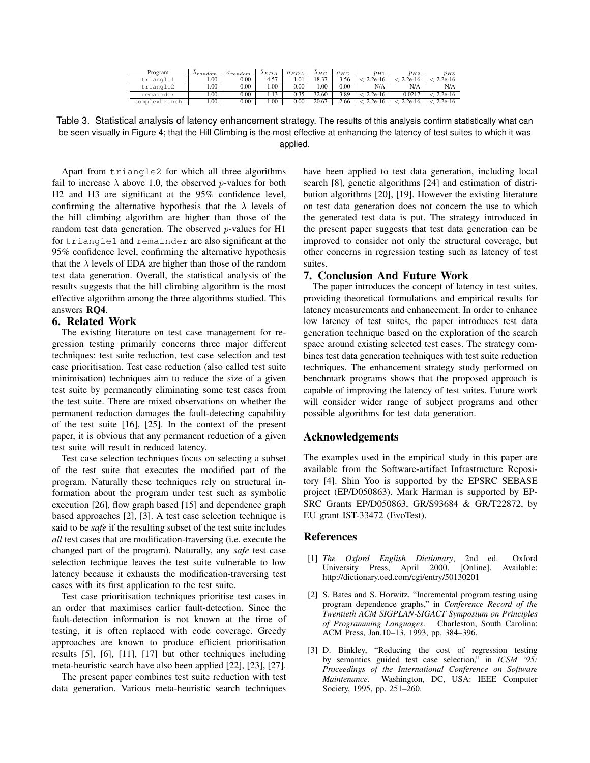| Program | $\bar{\lambda}_{random}$ | $\sigma_{random}$ | $\bar{\lambda}_{EDA}$ | $\sigma_{EDA}$ | $\bar{\lambda}_{HC}$ | $\sigma_{HC}$ | $p_{H1}$ | $p_{H2}$ | $p_{H3}$ |
|---|---|---|---|---|---|---|---|---|---|
| triangle1 | 1.00 | 0.00 | 4.57 | 1.01 | 18.37 | 3.56 | < 2.2e-16 | < 2.2e-16 | < 2.2e-16 |
| triangle2 | 1.00 | 0.00 | 1.00 | 0.00 | 1.00 | 0.00 | N/A | N/A | N/A |
| remainder | 1.00 | 0.00 | 1.13 | 0.35 | 32.60 | 3.89 | < 2.2e-16 | 0.0217 | < 2.2e-16 |
| complexbranch | 1.00 | 0.00 | 1.00 | 0.00 | 20.67 | 2.66 | < 2.2e-16 | < 2.2e-16 | < 2.2e-16 |

Table 3. Statistical analysis of latency enhancement strategy. The results of this analysis confirm statistically what can be seen visually in Figure 4; that the Hill Climbing is the most effective at enhancing the latency of test suites to which it was applied.

Apart from `triangle2` for which all three algorithms fail to increase $\lambda$ above 1.0, the observed $p$-values for both H2 and H3 are significant at the 95% confidence level, confirming the alternative hypothesis that the $\lambda$ levels of the hill climbing algorithm are higher than those of the random test data generation. The observed $p$-values for H1 for `triangle1` and `remainder` are also significant at the 95% confidence level, confirming the alternative hypothesis that the $\lambda$ levels of EDA are higher than those of the random test data generation. Overall, the statistical analysis of the results suggests that the hill climbing algorithm is the most effective algorithm among the three algorithms studied. This answers **RQ4**.

## 6. Related Work

The existing literature on test case management for regression testing primarily concerns three major different techniques: test suite reduction, test case selection and test case prioritisation. Test case reduction (also called test suite minimisation) techniques aim to reduce the size of a given test suite by permanently eliminating some test cases from the test suite. There are mixed observations on whether the permanent reduction damages the fault-detecting capability of the test suite [16], [25]. In the context of the present paper, it is obvious that any permanent reduction of a given test suite will result in reduced latency.

Test case selection techniques focus on selecting a subset of the test suite that executes the modified part of the program. Naturally these techniques rely on structural information about the program under test such as symbolic execution [26], flow graph based [15] and dependence graph based approaches [2], [3]. A test case selection technique is said to be *safe* if the resulting subset of the test suite includes *all* test cases that are modification-traversing (i.e. execute the changed part of the program). Naturally, any *safe* test case selection technique leaves the test suite vulnerable to low latency because it exhausts the modification-traversing test cases with its first application to the test suite.

Test case prioritisation techniques prioritise test cases in an order that maximises earlier fault-detection. Since the fault-detection information is not known at the time of testing, it is often replaced with code coverage. Greedy approaches are known to produce efficient prioritisation results [5], [6], [11], [17] but other techniques including meta-heuristic search have also been applied [22], [23], [27].

The present paper combines test suite reduction with test data generation. Various meta-heuristic search techniques have been applied to test data generation, including local search [8], genetic algorithms [24] and estimation of distribution algorithms [20], [19]. However the existing literature on test data generation does not concern the use to which the generated test data is put. The strategy introduced in the present paper suggests that test data generation can be improved to consider not only the structural coverage, but other concerns in regression testing such as latency of test suites.

## 7. Conclusion And Future Work

The paper introduces the concept of latency in test suites, providing theoretical formulations and empirical results for latency measurements and enhancement. In order to enhance low latency of test suites, the paper introduces test data generation technique based on the exploration of the search space around existing selected test cases. The strategy combines test data generation techniques with test suite reduction techniques. The enhancement strategy study performed on benchmark programs shows that the proposed approach is capable of improving the latency of test suites. Future work will consider wider range of subject programs and other possible algorithms for test data generation.

## Acknowledgements

The examples used in the empirical study in this paper are available from the Software-artifact Infrastructure Repository [4]. Shin Yoo is supported by the EPSRC SEBASE project (EP/D050863). Mark Harman is supported by EPSRC Grants EP/D050863, GR/S93684 & GR/T22872, by EU grant IST-33472 (EvoTest).

## References

[1] *The Oxford English Dictionary*, 2nd ed. Oxford University Press, April 2000. [Online]. Available: http://dictionary.oed.com/cgi/entry/50130201

[2] S. Bates and S. Horwitz, "Incremental program testing using program dependence graphs," in *Conference Record of the Twentieth ACM SIGPLAN-SIGACT Symposium on Principles of Programming Languages*. Charleston, South Carolina: ACM Press, Jan.10–13, 1993, pp. 384–396.

[3] D. Binkley, "Reducing the cost of regression testing by semantics guided test case selection," in *ICSM '95: Proceedings of the International Conference on Software Maintenance*. Washington, DC, USA: IEEE Computer Society, 1995, pp. 251–260.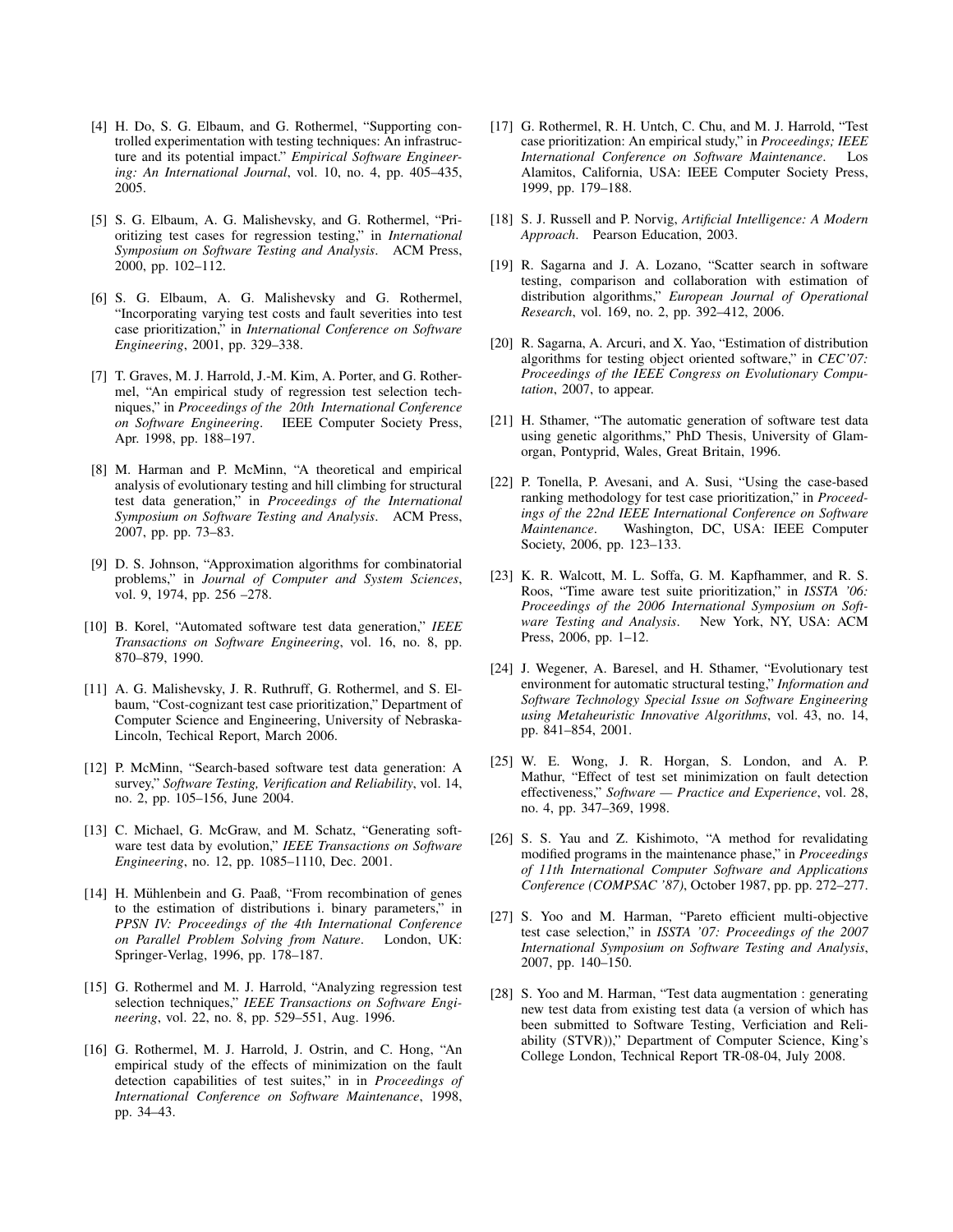[4] H. Do, S. G. Elbaum, and G. Rothermel, "Supporting controlled experimentation with testing techniques: An infrastructure and its potential impact." *Empirical Software Engineering: An International Journal*, vol. 10, no. 4, pp. 405–435, 2005.

[5] S. G. Elbaum, A. G. Malishevsky, and G. Rothermel, "Prioritizing test cases for regression testing," in *International Symposium on Software Testing and Analysis*. ACM Press, 2000, pp. 102–112.

[6] S. G. Elbaum, A. G. Malishevsky and G. Rothermel, "Incorporating varying test costs and fault severities into test case prioritization," in *International Conference on Software Engineering*, 2001, pp. 329–338.

[7] T. Graves, M. J. Harrold, J.-M. Kim, A. Porter, and G. Rothermel, "An empirical study of regression test selection techniques," in *Proceedings of the 20th International Conference on Software Engineering*. IEEE Computer Society Press, Apr. 1998, pp. 188–197.

[8] M. Harman and P. McMinn, "A theoretical and empirical analysis of evolutionary testing and hill climbing for structural test data generation," in *Proceedings of the International Symposium on Software Testing and Analysis*. ACM Press, 2007, pp. pp. 73–83.

[9] D. S. Johnson, "Approximation algorithms for combinatorial problems," in *Journal of Computer and System Sciences*, vol. 9, 1974, pp. 256 –278.

[10] B. Korel, "Automated software test data generation," *IEEE Transactions on Software Engineering*, vol. 16, no. 8, pp. 870–879, 1990.

[11] A. G. Malishevsky, J. R. Ruthruff, G. Rothermel, and S. Elbaum, "Cost-cognizant test case prioritization," Department of Computer Science and Engineering, University of Nebraska-Lincoln, Techical Report, March 2006.

[12] P. McMinn, "Search-based software test data generation: A survey," *Software Testing, Verification and Reliability*, vol. 14, no. 2, pp. 105–156, June 2004.

[13] C. Michael, G. McGraw, and M. Schatz, "Generating software test data by evolution," *IEEE Transactions on Software Engineering*, no. 12, pp. 1085–1110, Dec. 2001.

[14] H. Mühlenbein and G. Paaß, "From recombination of genes to the estimation of distributions i. binary parameters," in *PPSN IV: Proceedings of the 4th International Conference on Parallel Problem Solving from Nature*. London, UK: Springer-Verlag, 1996, pp. 178–187.

[15] G. Rothermel and M. J. Harrold, "Analyzing regression test selection techniques," *IEEE Transactions on Software Engineering*, vol. 22, no. 8, pp. 529–551, Aug. 1996.

[16] G. Rothermel, M. J. Harrold, J. Ostrin, and C. Hong, "An empirical study of the effects of minimization on the fault detection capabilities of test suites," in in *Proceedings of International Conference on Software Maintenance*, 1998, pp. 34–43.

[17] G. Rothermel, R. H. Untch, C. Chu, and M. J. Harrold, "Test case prioritization: An empirical study," in *Proceedings; IEEE International Conference on Software Maintenance*. Los Alamitos, California, USA: IEEE Computer Society Press, 1999, pp. 179–188.

[18] S. J. Russell and P. Norvig, *Artificial Intelligence: A Modern Approach*. Pearson Education, 2003.

[19] R. Sagarna and J. A. Lozano, "Scatter search in software testing, comparison and collaboration with estimation of distribution algorithms," *European Journal of Operational Research*, vol. 169, no. 2, pp. 392–412, 2006.

[20] R. Sagarna, A. Arcuri, and X. Yao, "Estimation of distribution algorithms for testing object oriented software," in *CEC'07: Proceedings of the IEEE Congress on Evolutionary Computation*, 2007, to appear.

[21] H. Sthamer, "The automatic generation of software test data using genetic algorithms," PhD Thesis, University of Glamorgan, Pontyprid, Wales, Great Britain, 1996.

[22] P. Tonella, P. Avesani, and A. Susi, "Using the case-based ranking methodology for test case prioritization," in *Proceedings of the 22nd IEEE International Conference on Software Maintenance*. Washington, DC, USA: IEEE Computer Society, 2006, pp. 123–133.

[23] K. R. Walcott, M. L. Soffa, G. M. Kapfhammer, and R. S. Roos, "Time aware test suite prioritization," in *ISSTA '06: Proceedings of the 2006 International Symposium on Software Testing and Analysis*. New York, NY, USA: ACM Press, 2006, pp. 1–12.

[24] J. Wegener, A. Baresel, and H. Sthamer, "Evolutionary test environment for automatic structural testing," *Information and Software Technology Special Issue on Software Engineering using Metaheuristic Innovative Algorithms*, vol. 43, no. 14, pp. 841–854, 2001.

[25] W. E. Wong, J. R. Horgan, S. London, and A. P. Mathur, "Effect of test set minimization on fault detection effectiveness," *Software — Practice and Experience*, vol. 28, no. 4, pp. 347–369, 1998.

[26] S. S. Yau and Z. Kishimoto, "A method for revalidating modified programs in the maintenance phase," in *Proceedings of 11th International Computer Software and Applications Conference (COMPSAC '87)*, October 1987, pp. pp. 272–277.

[27] S. Yoo and M. Harman, "Pareto efficient multi-objective test case selection," in *ISSTA '07: Proceedings of the 2007 International Symposium on Software Testing and Analysis*, 2007, pp. 140–150.

[28] S. Yoo and M. Harman, "Test data augmentation : generating new test data from existing test data (a version of which has been submitted to Software Testing, Verficiation and Reliability (STVR))," Department of Computer Science, King's College London, Technical Report TR-08-04, July 2008.